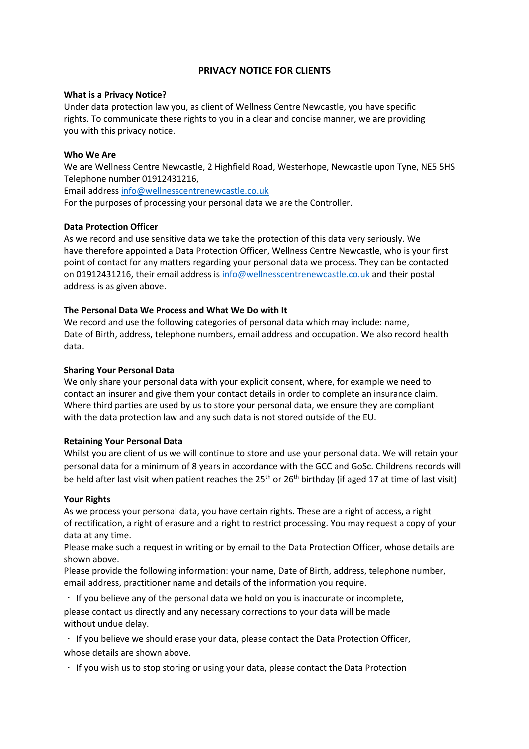# PRIVACY NOTICE FOR CLIENTS

**What is a Privacy Notice?**

Under data protection law you, as client of Wellness Centre Newcastle, you have specific rights. To communicate these rights to you in a clear and concise manner, we are providing you with this privacy notice.

**Who We Are**

We are Wellness Centre Newcastle, 2 Highfield Road, Westerhope, Newcastle upon Tyne, NE5 5HS Telephone number 01912431216,
Email address info@wellnesscentrenewcastle.co.uk
For the purposes of processing your personal data we are the Controller.

**Data Protection Officer**

As we record and use sensitive data we take the protection of this data very seriously. We have therefore appointed a Data Protection Officer, Wellness Centre Newcastle, who is your first point of contact for any matters regarding your personal data we process. They can be contacted on 01912431216, their email address is info@wellnesscentrenewcastle.co.uk and their postal address is as given above.

**The Personal Data We Process and What We Do with It**

We record and use the following categories of personal data which may include: name, Date of Birth, address, telephone numbers, email address and occupation. We also record health data.

**Sharing Your Personal Data**

We only share your personal data with your explicit consent, where, for example we need to contact an insurer and give them your contact details in order to complete an insurance claim. Where third parties are used by us to store your personal data, we ensure they are compliant with the data protection law and any such data is not stored outside of the EU.

**Retaining Your Personal Data**

Whilst you are client of us we will continue to store and use your personal data. We will retain your personal data for a minimum of 8 years in accordance with the GCC and GoSc. Childrens records will be held after last visit when patient reaches the 25th or 26th birthday (if aged 17 at time of last visit)

**Your Rights**

As we process your personal data, you have certain rights. These are a right of access, a right of rectification, a right of erasure and a right to restrict processing. You may request a copy of your data at any time.
Please make such a request in writing or by email to the Data Protection Officer, whose details are shown above.
Please provide the following information: your name, Date of Birth, address, telephone number, email address, practitioner name and details of the information you require.

- If you believe any of the personal data we hold on you is inaccurate or incomplete, please contact us directly and any necessary corrections to your data will be made without undue delay.
- If you believe we should erase your data, please contact the Data Protection Officer, whose details are shown above.
- If you wish us to stop storing or using your data, please contact the Data Protection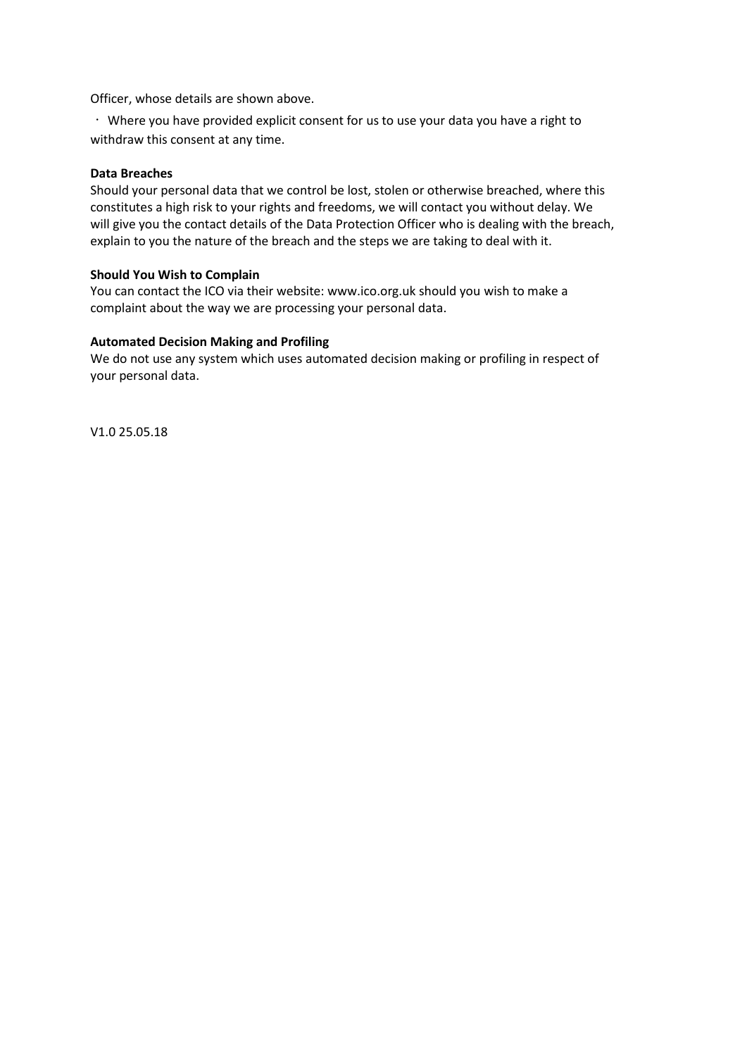Officer, whose details are shown above.

- Where you have provided explicit consent for us to use your data you have a right to withdraw this consent at any time.

**Data Breaches**

Should your personal data that we control be lost, stolen or otherwise breached, where this constitutes a high risk to your rights and freedoms, we will contact you without delay. We will give you the contact details of the Data Protection Officer who is dealing with the breach, explain to you the nature of the breach and the steps we are taking to deal with it.

**Should You Wish to Complain**

You can contact the ICO via their website: www.ico.org.uk should you wish to make a complaint about the way we are processing your personal data.

**Automated Decision Making and Profiling**

We do not use any system which uses automated decision making or profiling in respect of your personal data.

V1.0 25.05.18